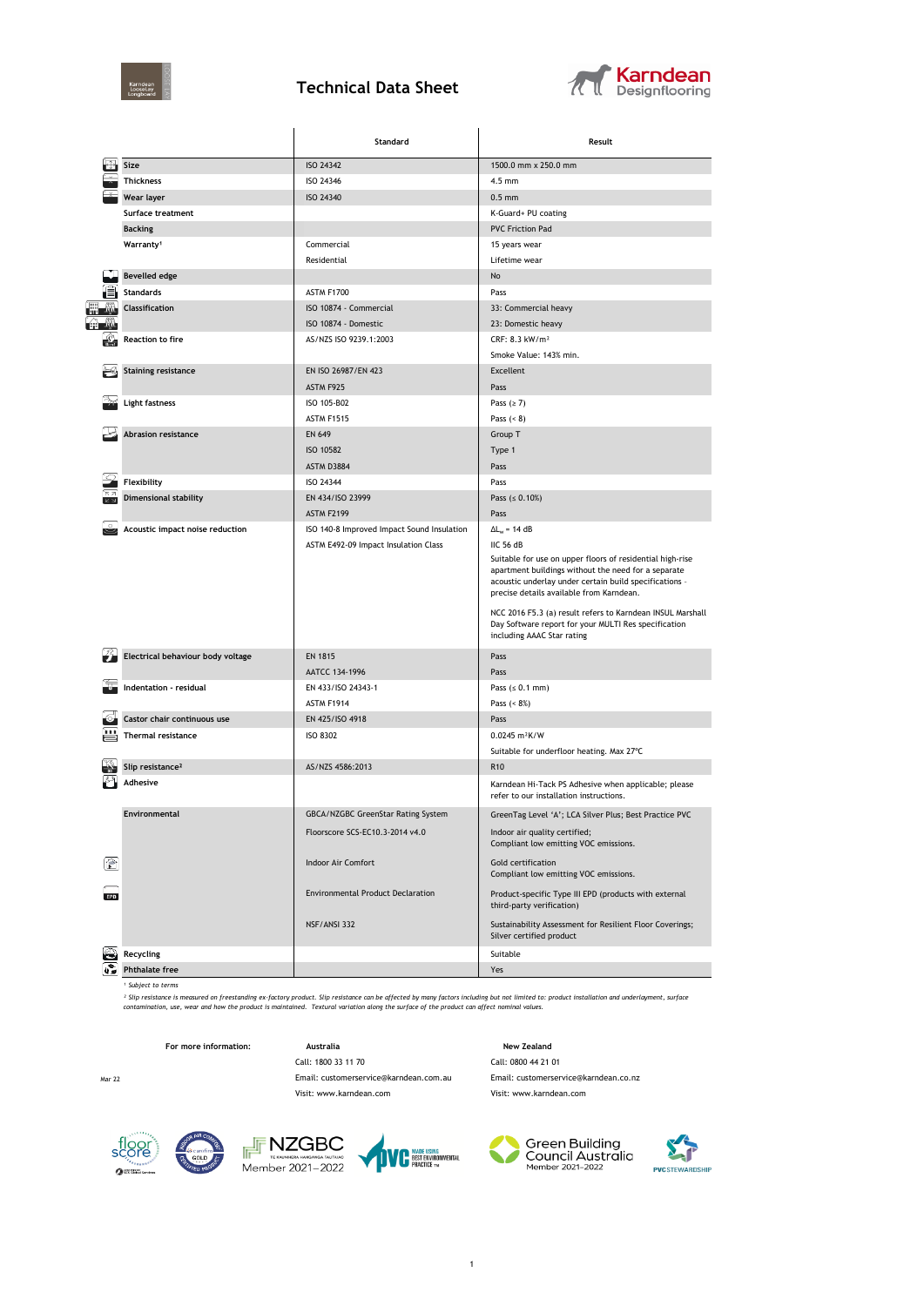# Technical Data Sheet

| | Standard | Result |
|---|---|---|
| **Size** | ISO 24342 | 1500.0 mm x 250.0 mm |
| **Thickness** | ISO 24346 | 4.5 mm |
| **Wear layer** | ISO 24340 | 0.5 mm |
| **Surface treatment** | | K-Guard+ PU coating |
| **Backing** | | PVC Friction Pad |
| **Warranty**[1] | Commercial | 15 years wear |
| | Residential | Lifetime wear |
| **Bevelled edge** | | No |
| **Standards** | ASTM F1700 | Pass |
| **Classification** | ISO 10874 - Commercial | 33: Commercial heavy |
| | ISO 10874 - Domestic | 23: Domestic heavy |
| **Reaction to fire** | AS/NZS ISO 9239.1:2003 | CRF: 8.3 kW/m² |
| | | Smoke Value: 143% min. |
| **Staining resistance** | EN ISO 26987/EN 423 | Excellent |
| | ASTM F925 | Pass |
| **Light fastness** | ISO 105-B02 | Pass (≥ 7) |
| | ASTM F1515 | Pass (< 8) |
| **Abrasion resistance** | EN 649 | Group T |
| | ISO 10582 | Type 1 |
| | ASTM D3884 | Pass |
| **Flexibility** | ISO 24344 | Pass |
| **Dimensional stability** | EN 434/ISO 23999 | Pass (≤ 0.10%) |
| | ASTM F2199 | Pass |
| **Acoustic impact noise reduction** | ISO 140-8 Improved Impact Sound Insulation | $\Delta L_w$ = 14 dB |
| | ASTM E492-09 Impact Insulation Class | IIC 56 dB |
| | | Suitable for use on upper floors of residential high-rise apartment buildings without the need for a separate acoustic underlay under certain build specifications - precise details available from Karndean. |
| | | NCC 2016 F5.3 (a) result refers to Karndean INSUL Marshall Day Software report for your MULTI Res specification including AAAC Star rating |
| **Electrical behaviour body voltage** | EN 1815 | Pass |
| | AATCC 134-1996 | Pass |
| **Indentation - residual** | EN 433/ISO 24343-1 | Pass (≤ 0.1 mm) |
| | ASTM F1914 | Pass (< 8%) |
| **Castor chair continuous use** | EN 425/ISO 4918 | Pass |
| **Thermal resistance** | ISO 8302 | 0.0245 m²K/W |
| | | Suitable for underfloor heating. Max 27°C |
| **Slip resistance**[2] | AS/NZS 4586:2013 | R10 |
| **Adhesive** | | Karndean Hi-Tack PS Adhesive when applicable; please refer to our installation instructions. |
| **Environmental** | GBCA/NZGBC GreenStar Rating System | GreenTag Level 'A'; LCA Silver Plus; Best Practice PVC |
| | Floorscore SCS-EC10.3-2014 v4.0 | Indoor air quality certified; Compliant low emitting VOC emissions. |
| | Indoor Air Comfort | Gold certification Compliant low emitting VOC emissions. |
| | Environmental Product Declaration | Product-specific Type III EPD (products with external third-party verification) |
| | NSF/ANSI 332 | Sustainability Assessment for Resilient Floor Coverings; Silver certified product |
| **Recycling** | | Suitable |
| **Phthalate free** | | Yes |

[1] *Subject to terms*

[2] *Slip resistance is measured on freestanding ex-factory product. Slip resistance can be affected by many factors including but not limited to: product installation and underlayment, surface contamination, use, wear and how the product is maintained. Textural variation along the surface of the product can affect nominal values.*

**For more information:**

| Australia | New Zealand |
|---|---|
| Call: 1800 33 11 70 | Call: 0800 44 21 01 |
| Email: customerservice@karndean.com.au | Email: customerservice@karndean.co.nz |
| Visit: www.karndean.com | Visit: www.karndean.com |

Mar 22

NZGBC Member 2021–2022

Green Building Council Australia Member 2021–2022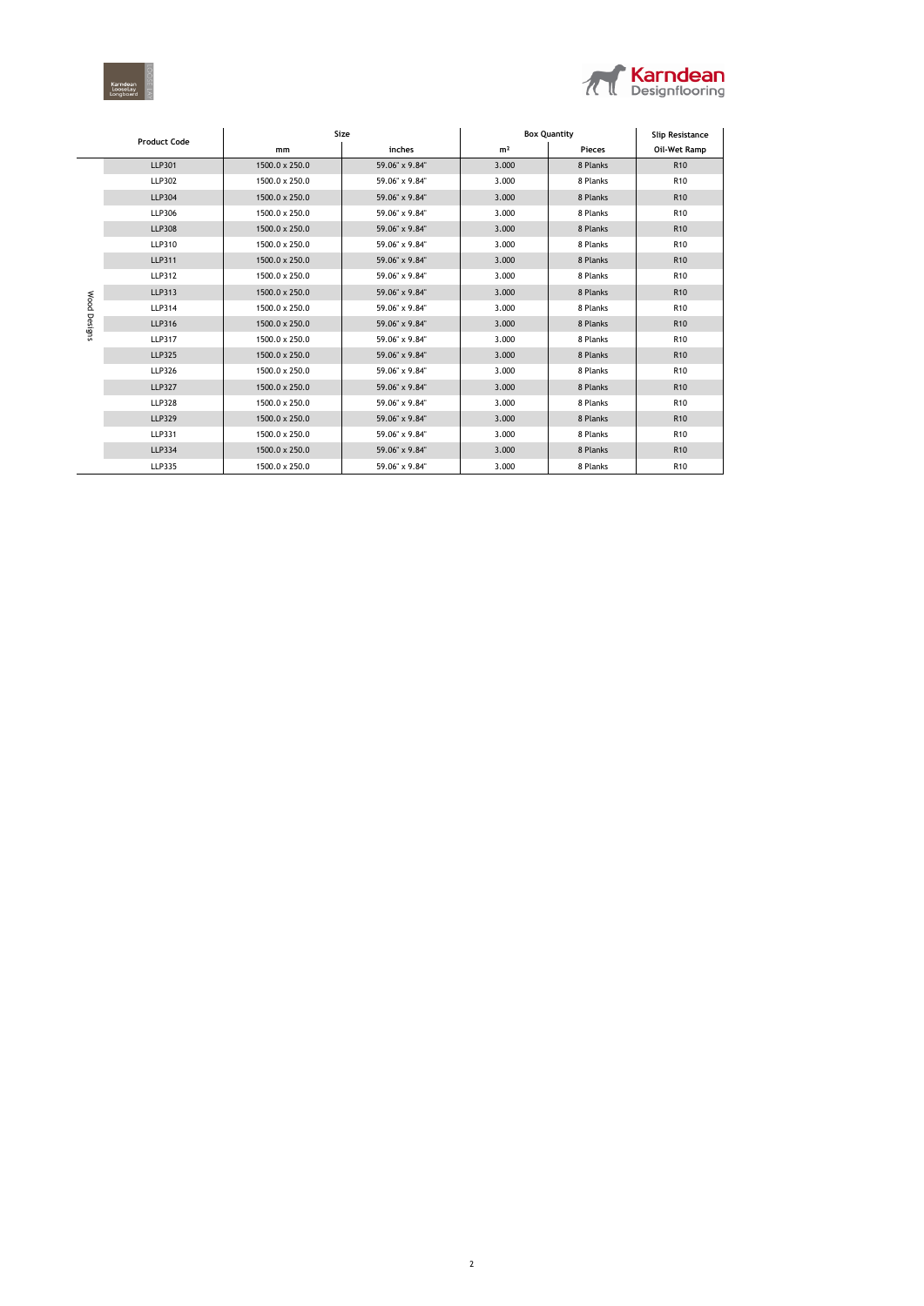| Product Code | | Size | | Box Quantity | | Slip Resistance |
|---|---|---|---|---|---|---|
| | | mm | inches | m² | Pieces | Oil-Wet Ramp |
| Wood Designs | LLP301 | 1500.0 x 250.0 | 59.06" x 9.84" | 3.000 | 8 Planks | R10 |
| | LLP302 | 1500.0 x 250.0 | 59.06" x 9.84" | 3.000 | 8 Planks | R10 |
| | LLP304 | 1500.0 x 250.0 | 59.06" x 9.84" | 3.000 | 8 Planks | R10 |
| | LLP306 | 1500.0 x 250.0 | 59.06" x 9.84" | 3.000 | 8 Planks | R10 |
| | LLP308 | 1500.0 x 250.0 | 59.06" x 9.84" | 3.000 | 8 Planks | R10 |
| | LLP310 | 1500.0 x 250.0 | 59.06" x 9.84" | 3.000 | 8 Planks | R10 |
| | LLP311 | 1500.0 x 250.0 | 59.06" x 9.84" | 3.000 | 8 Planks | R10 |
| | LLP312 | 1500.0 x 250.0 | 59.06" x 9.84" | 3.000 | 8 Planks | R10 |
| | LLP313 | 1500.0 x 250.0 | 59.06" x 9.84" | 3.000 | 8 Planks | R10 |
| | LLP314 | 1500.0 x 250.0 | 59.06" x 9.84" | 3.000 | 8 Planks | R10 |
| | LLP316 | 1500.0 x 250.0 | 59.06" x 9.84" | 3.000 | 8 Planks | R10 |
| | LLP317 | 1500.0 x 250.0 | 59.06" x 9.84" | 3.000 | 8 Planks | R10 |
| | LLP325 | 1500.0 x 250.0 | 59.06" x 9.84" | 3.000 | 8 Planks | R10 |
| | LLP326 | 1500.0 x 250.0 | 59.06" x 9.84" | 3.000 | 8 Planks | R10 |
| | LLP327 | 1500.0 x 250.0 | 59.06" x 9.84" | 3.000 | 8 Planks | R10 |
| | LLP328 | 1500.0 x 250.0 | 59.06" x 9.84" | 3.000 | 8 Planks | R10 |
| | LLP329 | 1500.0 x 250.0 | 59.06" x 9.84" | 3.000 | 8 Planks | R10 |
| | LLP331 | 1500.0 x 250.0 | 59.06" x 9.84" | 3.000 | 8 Planks | R10 |
| | LLP334 | 1500.0 x 250.0 | 59.06" x 9.84" | 3.000 | 8 Planks | R10 |
| | LLP335 | 1500.0 x 250.0 | 59.06" x 9.84" | 3.000 | 8 Planks | R10 |